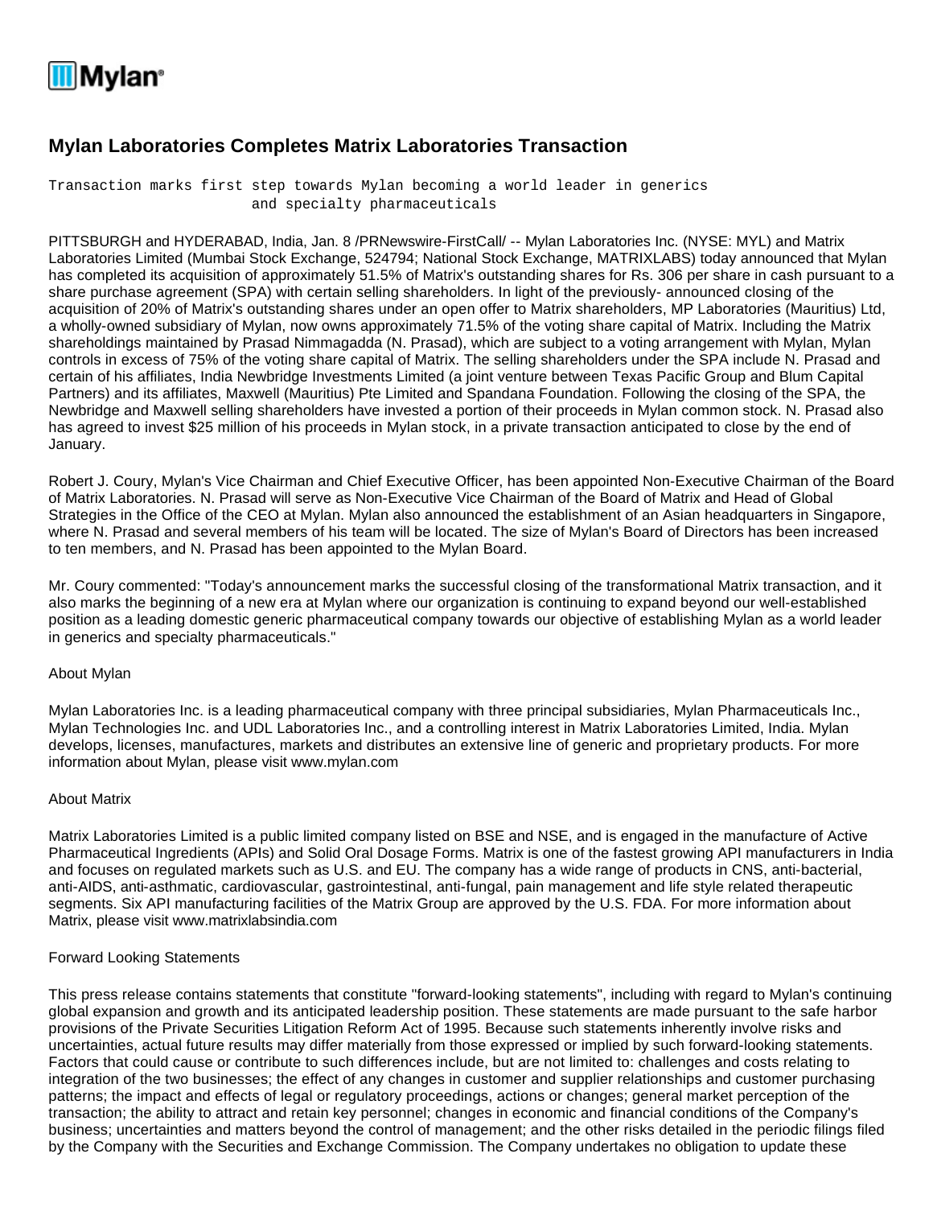# Mylan Laboratories Completes Matrix Laboratories Transaction

Transaction marks first step towards Mylan becoming a world leader in generics and specialty pharmaceuticals

PITTSBURGH and HYDERABAD, India, Jan. 8 /PRNewswire-FirstCall/ -- Mylan Laboratories Inc. (NYSE: MYL) and Matrix Laboratories Limited (Mumbai Stock Exchange, 524794; National Stock Exchange, MATRIXLABS) today announced that Mylan has completed its acquisition of approximately 51.5% of Matrix's outstanding shares for Rs. 306 per share in cash pursuant to a share purchase agreement (SPA) with certain selling shareholders. In light of the previously- announced closing of the acquisition of 20% of Matrix's outstanding shares under an open offer to Matrix shareholders, MP Laboratories (Mauritius) Ltd, a wholly-owned subsidiary of Mylan, now owns approximately 71.5% of the voting share capital of Matrix. Including the Matrix shareholdings maintained by Prasad Nimmagadda (N. Prasad), which are subject to a voting arrangement with Mylan, Mylan controls in excess of 75% of the voting share capital of Matrix. The selling shareholders under the SPA include N. Prasad and certain of his affiliates, India Newbridge Investments Limited (a joint venture between Texas Pacific Group and Blum Capital Partners) and its affiliates, Maxwell (Mauritius) Pte Limited and Spandana Foundation. Following the closing of the SPA, the Newbridge and Maxwell selling shareholders have invested a portion of their proceeds in Mylan common stock. N. Prasad also has agreed to invest $25 million of his proceeds in Mylan stock, in a private transaction anticipated to close by the end of January.

Robert J. Coury, Mylan's Vice Chairman and Chief Executive Officer, has been appointed Non-Executive Chairman of the Board of Matrix Laboratories. N. Prasad will serve as Non-Executive Vice Chairman of the Board of Matrix and Head of Global Strategies in the Office of the CEO at Mylan. Mylan also announced the establishment of an Asian headquarters in Singapore, where N. Prasad and several members of his team will be located. The size of Mylan's Board of Directors has been increased to ten members, and N. Prasad has been appointed to the Mylan Board.

Mr. Coury commented: "Today's announcement marks the successful closing of the transformational Matrix transaction, and it also marks the beginning of a new era at Mylan where our organization is continuing to expand beyond our well-established position as a leading domestic generic pharmaceutical company towards our objective of establishing Mylan as a world leader in generics and specialty pharmaceuticals."

About Mylan

Mylan Laboratories Inc. is a leading pharmaceutical company with three principal subsidiaries, Mylan Pharmaceuticals Inc., Mylan Technologies Inc. and UDL Laboratories Inc., and a controlling interest in Matrix Laboratories Limited, India. Mylan develops, licenses, manufactures, markets and distributes an extensive line of generic and proprietary products. For more information about Mylan, please visit www.mylan.com

About Matrix

Matrix Laboratories Limited is a public limited company listed on BSE and NSE, and is engaged in the manufacture of Active Pharmaceutical Ingredients (APIs) and Solid Oral Dosage Forms. Matrix is one of the fastest growing API manufacturers in India and focuses on regulated markets such as U.S. and EU. The company has a wide range of products in CNS, anti-bacterial, anti-AIDS, anti-asthmatic, cardiovascular, gastrointestinal, anti-fungal, pain management and life style related therapeutic segments. Six API manufacturing facilities of the Matrix Group are approved by the U.S. FDA. For more information about Matrix, please visit www.matrixlabsindia.com

Forward Looking Statements

This press release contains statements that constitute "forward-looking statements", including with regard to Mylan's continuing global expansion and growth and its anticipated leadership position. These statements are made pursuant to the safe harbor provisions of the Private Securities Litigation Reform Act of 1995. Because such statements inherently involve risks and uncertainties, actual future results may differ materially from those expressed or implied by such forward-looking statements. Factors that could cause or contribute to such differences include, but are not limited to: challenges and costs relating to integration of the two businesses; the effect of any changes in customer and supplier relationships and customer purchasing patterns; the impact and effects of legal or regulatory proceedings, actions or changes; general market perception of the transaction; the ability to attract and retain key personnel; changes in economic and financial conditions of the Company's business; uncertainties and matters beyond the control of management; and the other risks detailed in the periodic filings filed by the Company with the Securities and Exchange Commission. The Company undertakes no obligation to update these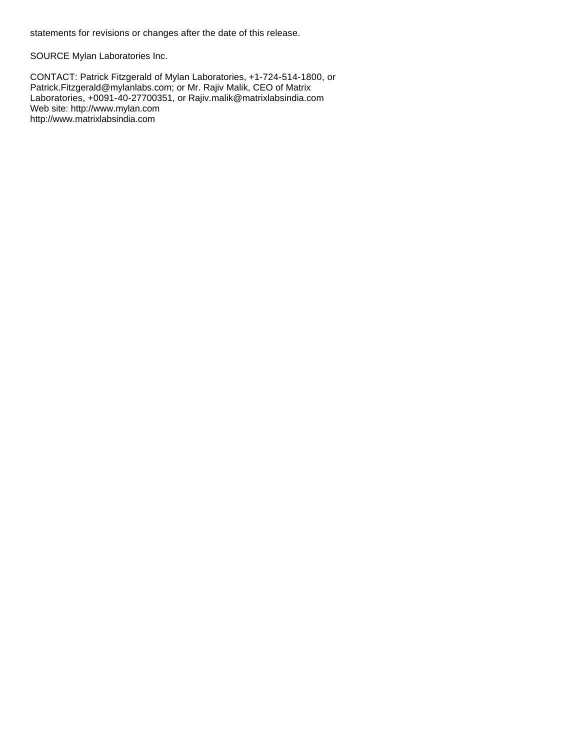statements for revisions or changes after the date of this release.

SOURCE Mylan Laboratories Inc.

CONTACT: Patrick Fitzgerald of Mylan Laboratories, +1-724-514-1800, or Patrick.Fitzgerald@mylanlabs.com; or Mr. Rajiv Malik, CEO of Matrix Laboratories, +0091-40-27700351, or Rajiv.malik@matrixlabsindia.com
Web site: http://www.mylan.com
http://www.matrixlabsindia.com